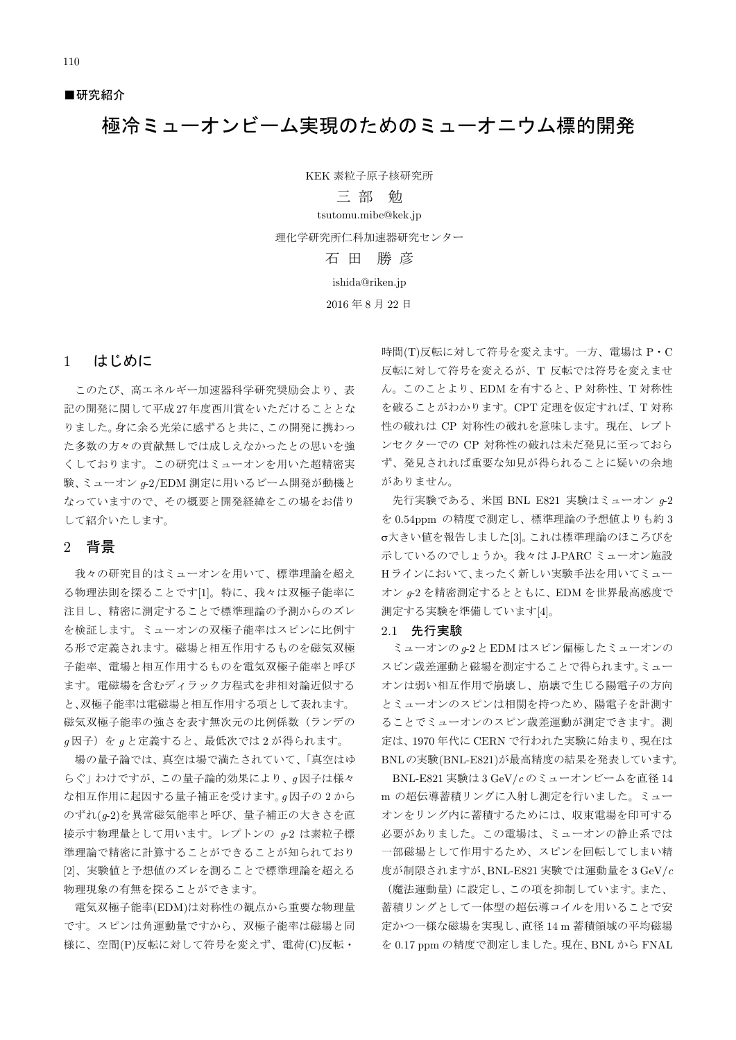■研究紹介

# 極冷ミューオンビーム実現のためのミューオニウム標的開発

KEK 素粒子原子核研究所

三 部 勉

tsutomu.mibe@kek.jp

理化学研究所仁科加速器研究センター

石 田 勝 彦

ishida@riken.jp

2016 年 8 月 22 日

## 1 はじめに

このたび、高エネルギー加速器科学研究奨励会より、表記の開発に関して平成27年度西川賞をいただけることとなりました。身に余る光栄に感ずると共に、この開発に携わった多数の方々の貢献無しでは成しえなかったとの思いを強くしております。この研究はミューオンを用いた超精密実験、ミューオン *g*-2/EDM 測定に用いるビーム開発が動機となっていますので、その概要と開発経緯をこの場をお借りして紹介いたします。

## 2 背景

我々の研究目的はミューオンを用いて、標準理論を超える物理法則を探ることです[1]。特に、我々は双極子能率に注目し、精密に測定することで標準理論の予測からのズレを検証します。ミューオンの双極子能率はスピンに比例する形で定義されます。磁場と相互作用するものを磁気双極子能率、電場と相互作用するものを電気双極子能率と呼びます。電磁場を含むディラック方程式を非相対論近似すると、双極子能率は電磁場と相互作用する項として表れます。磁気双極子能率の強さを表す無次元の比例係数（ランデの *g* 因子）を *g* と定義すると、最低次では 2 が得られます。

場の量子論では、真空は場で満たされていて、「真空はゆらぐ」わけですが、この量子論的効果により、*g* 因子は様々な相互作用に起因する量子補正を受けます。*g* 因子の 2 からのずれ(*g*-2)を異常磁気能率と呼び、量子補正の大きさを直接示す物理量として用います。レプトンの *g*-2 は素粒子標準理論で精密に計算することができることが知られており[2]、実験値と予想値のズレを測ることで標準理論を超える物理現象の有無を探ることができます。

電気双極子能率(EDM)は対称性の観点から重要な物理量です。スピンは角運動量ですから、双極子能率は磁場と同様に、空間(P)反転に対して符号を変えず、電荷(C)反転・時間(T)反転に対して符号を変えます。一方、電場は P・C 反転に対して符号を変えるが、T 反転では符号を変えません。このことより、EDM を有すると、P 対称性、T 対称性を破ることがわかります。CPT 定理を仮定すれば、T 対称性の破れは CP 対称性の破れを意味します。現在、レプトンセクターでの CP 対称性の破れは未だ発見に至っておらず、発見されれば重要な知見が得られることに疑いの余地がありません。

先行実験である、米国 BNL E821 実験はミューオン *g*-2 を 0.54ppm の精度で測定し、標準理論の予想値よりも約 3 σ大きい値を報告しました[3]。これは標準理論のほころびを示しているのでしょうか。我々は J-PARC ミューオン施設 H ラインにおいて、まったく新しい実験手法を用いてミューオン *g*-2 を精密測定するとともに、EDM を世界最高感度で測定する実験を準備しています[4]。

### 2.1 先行実験

ミューオンの *g*-2 と EDM はスピン偏極したミューオンのスピン歳差運動と磁場を測定することで得られます。ミューオンは弱い相互作用で崩壊し、崩壊で生じる陽電子の方向とミューオンのスピンは相関を持つため、陽電子を計測することでミューオンのスピン歳差運動が測定できます。測定は、1970 年代に CERN で行われた実験に始まり、現在は BNL の実験(BNL-E821)が最高精度の結果を発表しています。

BNL-E821 実験は 3 GeV/*c* のミューオンビームを直径 14 m の超伝導蓄積リングに入射し測定を行いました。ミューオンをリング内に蓄積するためには、収束電場を印可する必要がありました。この電場は、ミューオンの静止系では一部磁場として作用するため、スピンを回転してしまい精度が制限されますが、BNL-E821 実験では運動量を 3 GeV/*c*（魔法運動量）に設定し、この項を抑制しています。また、蓄積リングとして一体型の超伝導コイルを用いることで安定かつ一様な磁場を実現し、直径 14 m 蓄積領域の平均磁場を 0.17 ppm の精度で測定しました。現在、BNL から FNAL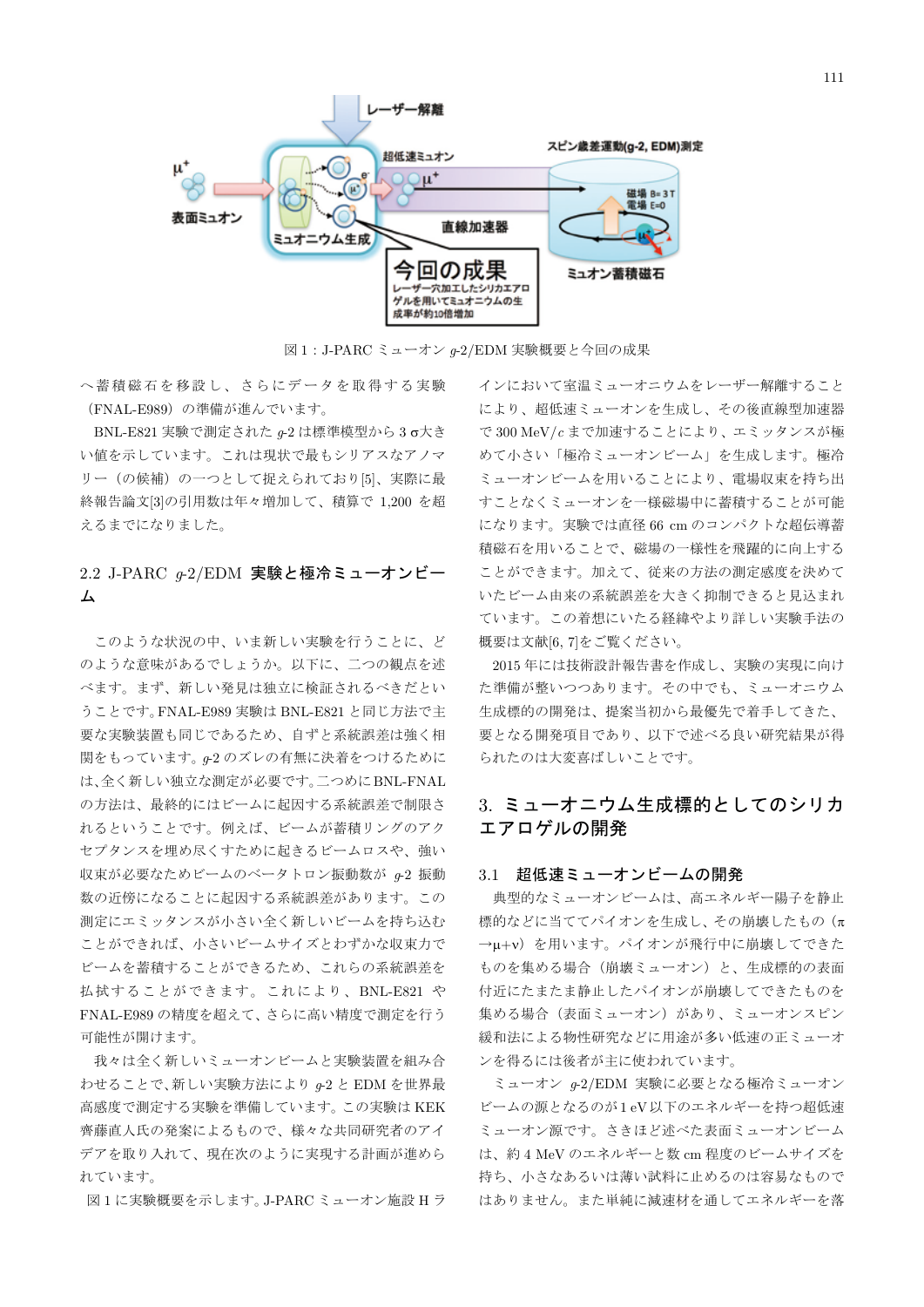図 1：J-PARC ミューオン $g$-2/EDM 実験概要と今回の成果

へ蓄積磁石を移設し、さらにデータを取得する実験（FNAL-E989）の準備が進んでいます。

BNL-E821 実験で測定された $g$-2 は標準模型から 3 σ大きい値を示しています。これは現状で最もシリアスなアノマリー（の候補）の一つとして捉えられており[5]、実際に最終報告論文[3]の引用数は年々増加して、積算で 1,200 を超えるまでになりました。

### 2.2 J-PARC $g$-2/EDM 実験と極冷ミューオンビーム

このような状況の中、いま新しい実験を行うことに、どのような意味があるでしょうか。以下に、二つの観点を述べます。まず、新しい発見は独立に検証されるべきだということです。FNAL-E989 実験は BNL-E821 と同じ方法で主要な実験装置も同じであるため、自ずと系統誤差は強く相関をもっています。$g$-2 のズレの有無に決着をつけるためには、全く新しい独立な測定が必要です。二つめに BNL-FNAL の方法は、最終的にはビームに起因する系統誤差で制限されるということです。例えば、ビームが蓄積リングのアクセプタンスを埋め尽くすために起きるビームロスや、強い収束が必要なためビームのベータトロン振動数が $g$-2 振動数の近傍になることに起因する系統誤差があります。この測定にエミッタンスが小さい全く新しいビームを持ち込むことができれば、小さいビームサイズとわずかな収束力でビームを蓄積することができるため、これらの系統誤差を払拭することができます。これにより、BNL-E821 や FNAL-E989 の精度を超えて、さらに高い精度で測定を行う可能性が開けます。

我々は全く新しいミューオンビームと実験装置を組み合わせることで、新しい実験方法により $g$-2 と EDM を世界最高感度で測定する実験を準備しています。この実験は KEK 齊藤直人氏の発案によるもので、様々な共同研究者のアイデアを取り入れて、現在次のように実現する計画が進められています。

図 1 に実験概要を示します。J-PARC ミューオン施設 H ラインにおいて室温ミューオニウムをレーザー解離することにより、超低速ミューオンを生成し、その後直線型加速器で 300 MeV/$c$ まで加速することにより、エミッタンスが極めて小さい「極冷ミューオンビーム」を生成します。極冷ミューオンビームを用いることにより、電場収束を持ち出すことなくミューオンを一様磁場中に蓄積することが可能になります。実験では直径 66 cm のコンパクトな超伝導蓄積磁石を用いることで、磁場の一様性を飛躍的に向上することができます。加えて、従来の方法の測定感度を決めていたビーム由来の系統誤差を大きく抑制できると見込まれています。この着想にいたる経緯やより詳しい実験手法の概要は文献[6, 7]をご覧ください。

2015 年には技術設計報告書を作成し、実験の実現に向けた準備が整いつつあります。その中でも、ミューオニウム生成標的の開発は、提案当初から最優先で着手してきた、要となる開発項目であり、以下で述べる良い研究結果が得られたのは大変喜ばしいことです。

## 3. ミューオニウム生成標的としてのシリカエアロゲルの開発

### 3.1 超低速ミューオンビームの開発

典型的なミューオンビームは、高エネルギー陽子を静止標的などに当ててパイオンを生成し、その崩壊したもの（$\pi \rightarrow \mu + \nu$）を用います。パイオンが飛行中に崩壊してできたものを集める場合（崩壊ミューオン）と、生成標的の表面付近にたまたま静止したパイオンが崩壊してできたものを集める場合（表面ミューオン）があり、ミューオンスピン緩和法による物性研究などに用途が多い低速の正ミューオンを得るには後者が主に使われています。

ミューオン $g$-2/EDM 実験に必要となる極冷ミューオンビームの源となるのが 1 eV 以下のエネルギーを持つ超低速ミューオン源です。さきほど述べた表面ミューオンビームは、約 4 MeV のエネルギーと数 cm 程度のビームサイズを持ち、小さなあるいは薄い試料に止めるのは容易なものではありません。また単純に減速材を通してエネルギーを落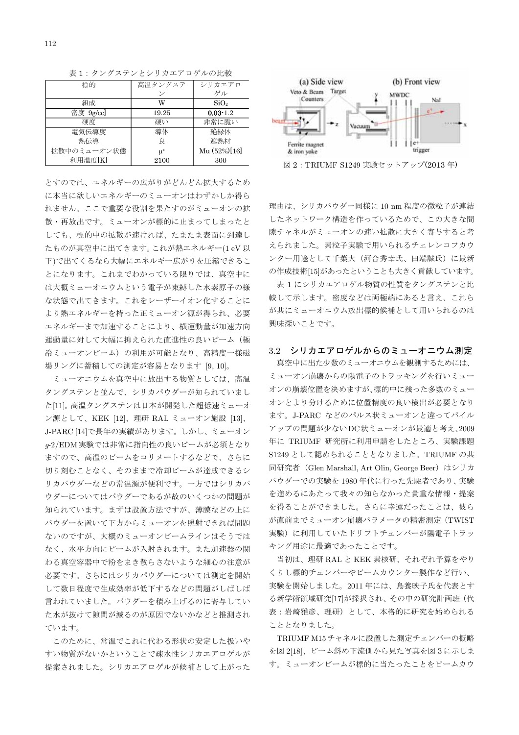表 1：タングステンとシリカエアロゲルの比較

| 標的 | 高温タングステン | シリカエアロゲル |
|---|---|---|
| 組成 | W | $SiO_2$ |
| 密度 9g/cc] | 19.25 | **0.03**-1.2 |
| 硬度 | 硬い | 非常に脆い |
| 電気伝導度 | 導体 | 絶縁体 |
| 熱伝導 | 良 | 遮熱材 |
| 拡散中のミューオン状態 | $\mu^+$ | Mu (52%)[16] |
| 利用温度[K] | 2100 | 300 |

とすのでは、エネルギーの広がりがどんどん拡大するために本当に欲しいエネルギーのミューオンはわずかしか得られません。ここで重要な役割を果たすのがミューオンの拡散・再放出です。ミューオンが標的に止まってしまったとしても、標的中の拡散が速ければ、たまたま表面に到達したものが真空中に出てきます。これが熱エネルギー(1 eV 以下)で出てくるなら大幅にエネルギー広がりを圧縮できることになります。これまでわかっている限りでは、真空中には大概ミューオニウムという電子が束縛した水素原子の様な状態で出てきます。これをレーザーイオン化することにより熱エネルギーを持った正ミューオン源が得られ、必要エネルギーまで加速することにより、横運動量が加速方向運動量に対して大幅に抑えられた直進性の良いビーム（極冷ミューオンビーム）の利用が可能となり、高精度一様磁場リングに蓄積しての測定が容易となります [9, 10]。

ミューオニウムを真空中に放出する物質としては、高温タングステンと並んで、シリカパウダーが知られていました[11]。高温タングステンは日本が開発した超低速ミューオン源として、KEK [12]、理研 RAL ミューオン施設 [13]、J-PARC [14]で長年の実績があります。しかし、ミューオン $g$-2/EDM 実験では非常に指向性の良いビームが必須となりますので、高温のビームをコリメートするなどで、さらに切り刻むことなく、そのままで冷却ビームが達成できるシリカパウダーなどの常温源が便利です。一方ではシリカパウダーについてはパウダーであるが故のいくつかの問題が知られています。まずは設置方法ですが、薄膜などの上にパウダーを置いて下方からミューオンを照射できれば問題ないのですが、大概のミューオンビームラインはそうではなく、水平方向にビームが入射されます。また加速器の関わる真空容器中で粉をまき散らさないような細心の注意が必要です。さらにはシリカパウダーについては測定を開始して数日程度で生成効率が低下するなどの問題がしばしば言われていました。パウダーを積み上げるのに寄与していた水が抜けて隙間が減るのが原因でないかなどと推測されています。

このために、常温でこれに代わる形状の安定した扱いやすい物質がないかということで疎水性シリカエアロゲルが提案されました。シリカエアロゲルが候補として上がった

図 2：TRIUMF S1249 実験セットアップ(2013 年)

理由は、シリカパウダー同様に 10 nm 程度の微粒子が連結したネットワーク構造を作っているためで、この大きな間隙チャネルがミューオンの速い拡散に大きく寄与すると考えられました。素粒子実験で用いられるチェレンコフカウンター用途として千葉大（河合秀幸氏、田端誠氏）に最新の作成技術[15]があったということも大きく貢献しています。

表 1 にシリカエアロゲル物質の性質をタングステンと比較して示します。密度なども両極端にあると言え、これらが共にミューオニウム放出標的候補として用いられるのは興味深いことです。

### 3.2 シリカエアロゲルからのミューオニウム測定

真空中に出た少数のミューオニウムを観測するためには、ミューオン崩壊からの陽電子のトラッキングを行いミューオンの崩壊位置を決めますが,標的中に残った多数のミューオンとより分けるために位置精度の良い検出が必要となります。J-PARC などのパルス状ミューオンと違ってパイルアップの問題が少ない DC 状ミューオンが最適と考え,2009 年に TRIUMF 研究所に利用申請をしたところ、実験課題 S1249 として認められることとなりました。TRIUMF の共同研究者（Glen Marshall, Art Olin, George Beer）はシリカパウダーでの実験を 1980 年代に行った先駆者であり、実験を進めるにあたって我々の知らなかった貴重な情報・提案を得ることができました。さらに幸運だったことは、彼らが直前までミューオン崩壊パラメータの精密測定（TWIST 実験）に利用していたドリフトチェンバーが陽電子トラッキング用途に最適であったことです。

当初は、理研 RAL と KEK 素核研、それぞれ予算をやりくりし標的チェンバーやビームカウンター製作など行い、実験を開始しました。2011 年には、鳥養映子氏を代表とする新学術領域研究[17]が採択され、その中の研究計画班（代表：岩崎雅彦、理研）として、本格的に研究を始められることとなりました。

TRIUMF M15 チャネルに設置した測定チェンバーの概略を図 2[18]、ビーム斜め下流側から見た写真を図 3 に示します。ミューオンビームが標的に当たったことをビームカウ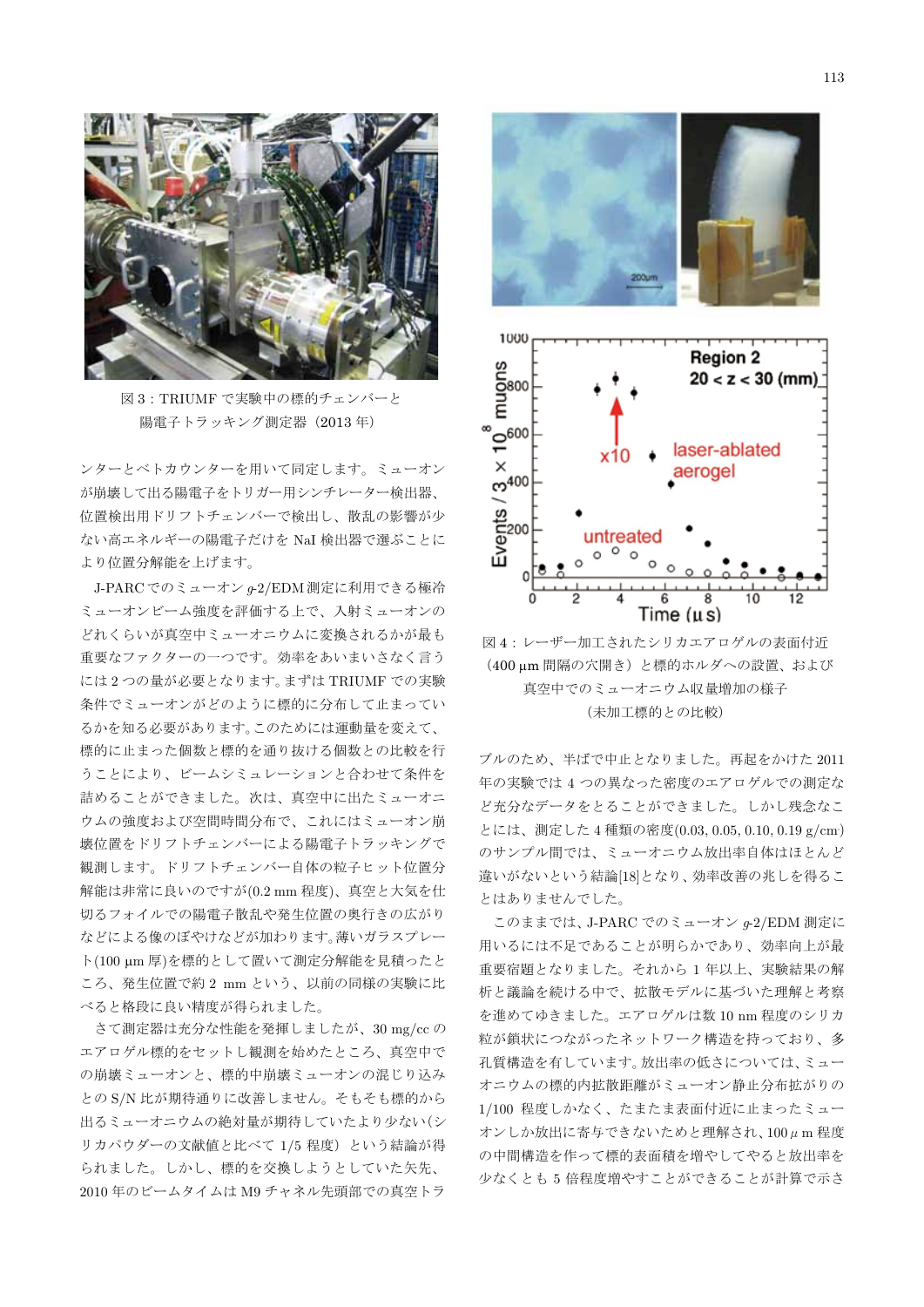図 3：TRIUMF で実験中の標的チェンバーと陽電子トラッキング測定器（2013 年）

ンターとベトカウンターを用いて同定します。ミューオンが崩壊して出る陽電子をトリガー用シンチレーター検出器、位置検出用ドリフトチェンバーで検出し、散乱の影響が少ない高エネルギーの陽電子だけを NaI 検出器で選ぶことにより位置分解能を上げます。

J-PARC でのミューオン $g$-2/EDM 測定に利用できる極冷ミューオンビーム強度を評価する上で、入射ミューオンのどれくらいが真空中ミューオニウムに変換されるかが最も重要なファクターの一つです。効率をあいまいさなく言うには 2 つの量が必要となります。まずは TRIUMF での実験条件でミューオンがどのように標的に分布して止まっているかを知る必要があります。このためには運動量を変えて、標的に止まった個数と標的を通り抜ける個数との比較を行うことにより、ビームシミュレーションと合わせて条件を詰めることができました。次は、真空中に出たミューオニウムの強度および空間時間分布で、これにはミューオン崩壊位置をドリフトチェンバーによる陽電子トラッキングで観測します。ドリフトチェンバー自体の粒子ヒット位置分解能は非常に良いのですが(0.2 mm 程度)、真空と大気を仕切るフォイルでの陽電子散乱や発生位置の奥行きの広がりなどによる像のぼやけなどが加わります。薄いガラスプレート(100 μm 厚)を標的として置いて測定分解能を見積ったところ、発生位置で約 2 mm という、以前の同様の実験に比べると格段に良い精度が得られました。

さて測定器は充分な性能を発揮しましたが、30 mg/cc のエアロゲル標的をセットし観測を始めたところ、真空中での崩壊ミューオンと、標的中崩壊ミューオンの混じり込みとの S/N 比が期待通りに改善しません。そもそも標的から出るミューオニウムの絶対量が期待していたより少ない(シリカパウダーの文献値と比べて 1/5 程度）という結論が得られました。しかし、標的を交換しようとしていた矢先、2010 年のビームタイムは M9 チャネル先頭部での真空トラブルのため、半ばで中止となりました。再起をかけた 2011 年の実験では 4 つの異なった密度のエアロゲルでの測定など充分なデータをとることができました。しかし残念なことには、測定した 4 種類の密度(0.03, 0.05, 0.10, 0.19 g/cm$^3$)のサンプル間では、ミューオニウム放出率自体はほとんど違いがないという結論[18]となり、効率改善の兆しを得ることはありませんでした。

図 4：レーザー加工されたシリカエアロゲルの表面付近（400 μm 間隔の穴開き）と標的ホルダへの設置、および真空中でのミューオニウム収量増加の様子（未加工標的との比較）

このままでは、J-PARC でのミューオン $g$-2/EDM 測定に用いるには不足であることが明らかであり、効率向上が最重要宿題となりました。それから 1 年以上、実験結果の解析と議論を続ける中で、拡散モデルに基づいた理解と考察を進めてゆきました。エアロゲルは数 10 nm 程度のシリカ粒が鎖状につながったネットワーク構造を持っており、多孔質構造を有しています。放出率の低さについては、ミューオニウムの標的内拡散距離がミューオン静止分布拡がりの 1/100 程度しかなく、たまたま表面付近に止まったミューオンしか放出に寄与できないためと理解され、100 μm 程度の中間構造を作って標的表面積を増やしてやると放出率を少なくとも 5 倍程度増やすことができることが計算で示さ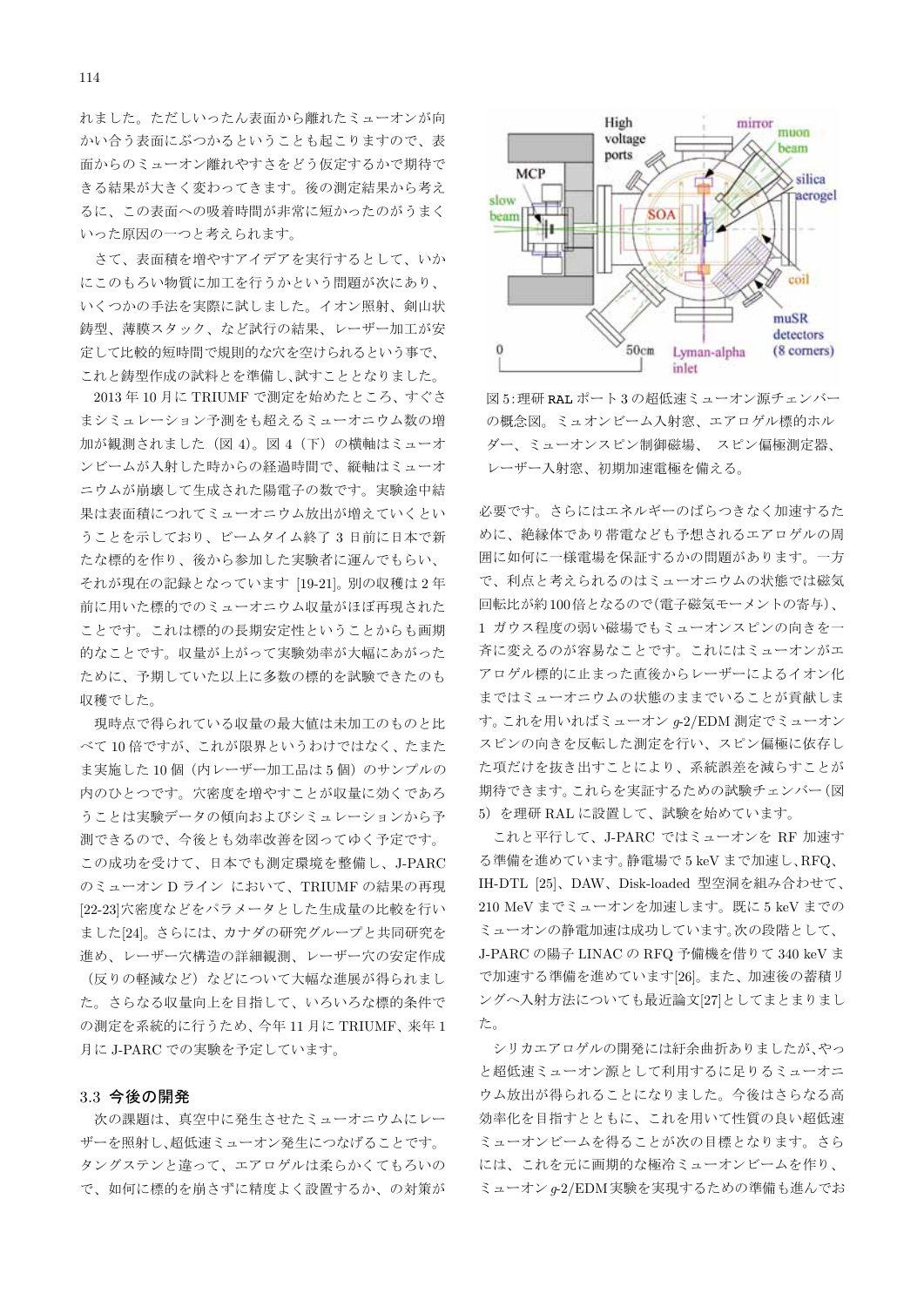れました。ただしいったん表面から離れたミューオンが向かい合う表面にぶつかるということも起こりますので、表面からのミューオン離れやすさをどう仮定するかで期待できる結果が大きく変わってきます。後の測定結果から考えるに、この表面への吸着時間が非常に短かったのがうまくいった原因の一つと考えられます。

さて、表面積を増やすアイデアを実行するとして、いかにこのもろい物質に加工を行うかという問題が次にあり、いくつかの手法を実際に試しました。イオン照射、剣山状鋳型、薄膜スタック、など試行の結果、レーザー加工が安定して比較的短時間で規則的な穴を空けられるという事で、これと鋳型作成の試料とを準備し、試すこととなりました。

2013 年 10 月に TRIUMF で測定を始めたところ、すぐさまシミュレーション予測をも超えるミューオニウム数の増加が観測されました（図 4）。図 4（下）の横軸はミューオンビームが入射した時からの経過時間で、縦軸はミューオニウムが崩壊して生成された陽電子の数です。実験途中結果は表面積につれてミューオニウム放出が増えていくということを示しており、ビームタイム終了 3 日前に日本で新たな標的を作り、後から参加した実験者に運んでもらい、それが現在の記録となっています [19-21]。別の収穫は 2 年前に用いた標的でのミューオニウム収量がほぼ再現されたことです。これは標的の長期安定性ということからも画期的なことです。収量が上がって実験効率が大幅にあがったために、予期していた以上に多数の標的を試験できたのも収穫でした。

現時点で得られている収量の最大値は未加工のものと比べて 10 倍ですが、これが限界というわけではなく、たまたま実施した 10 個（内レーザー加工品は 5 個）のサンプルの内のひとつです。穴密度を増やすことが収量に効くであろうことは実験データの傾向およびシミュレーションから予測できるので、今後とも効率改善を図ってゆく予定です。この成功を受けて、日本でも測定環境を整備し、J-PARC のミューオン D ライン において、TRIUMF の結果の再現 [22-23]穴密度などをパラメータとした生成量の比較を行いました[24]。さらには、カナダの研究グループと共同研究を進め、レーザー穴構造の詳細観測、レーザー穴の安定作成（反りの軽減など）などについて大幅な進展が得られました。さらなる収量向上を目指して、いろいろな標的条件での測定を系統的に行うため、今年 11 月に TRIUMF、来年 1 月に J-PARC での実験を予定しています。

### 3.3 今後の開発

次の課題は、真空中に発生させたミューオニウムにレーザーを照射し、超低速ミューオン発生につなげることです。タングステンと違って、エアロゲルは柔らかくてもろいので、如何に標的を崩さずに精度よく設置するか、の対策が必要です。さらにはエネルギーのばらつきなく加速するために、絶縁体であり帯電なども予想されるエアロゲルの周囲に如何に一様電場を保証するかの問題があります。一方で、利点と考えられるのはミューオニウムの状態では磁気回転比が約100倍となるので（電子磁気モーメントの寄与）、1 ガウス程度の弱い磁場でもミューオンスピンの向きを一斉に変えるのが容易なことです。これにはミューオンがエアロゲル標的に止まった直後からレーザーによるイオン化まではミューオニウムの状態のままでいることが貢献します。これを用いればミューオン $g$-2/EDM 測定でミューオンスピンの向きを反転した測定を行い、スピン偏極に依存した項だけを抜き出すことにより、系統誤差を減らすことが期待できます。これらを実証するための試験チェンバー（図 5）を理研 RAL に設置して、試験を始めています。

図 5：理研 RAL ポート 3 の超低速ミューオン源チェンバーの概念図。ミュオンビーム入射窓、エアロゲル標的ホルダー、ミューオンスピン制御磁場、 スピン偏極測定器、レーザー入射窓、初期加速電極を備える。

これと平行して、J-PARC ではミューオンを RF 加速する準備を進めています。静電場で 5 keV まで加速し、RFQ、IH-DTL [25]、DAW、Disk-loaded 型空洞を組み合わせて、210 MeV までミューオンを加速します。既に 5 keV までのミューオンの静電加速は成功しています。次の段階として、J-PARC の陽子 LINAC の RFQ 予備機を借りて 340 keV まで加速する準備を進めています[26]。また、加速後の蓄積リングへ入射方法についても最近論文[27]としてまとまりました。

シリカエアロゲルの開発には紆余曲折ありましたが、やっと超低速ミューオン源として利用するに足りるミューオニウム放出が得られることになりました。今後はさらなる高効率化を目指すとともに、これを用いて性質の良い超低速ミューオンビームを得ることが次の目標となります。さらには、これを元に画期的な極冷ミューオンビームを作り、ミューオン $g$-2/EDM 実験を実現するための準備も進んでお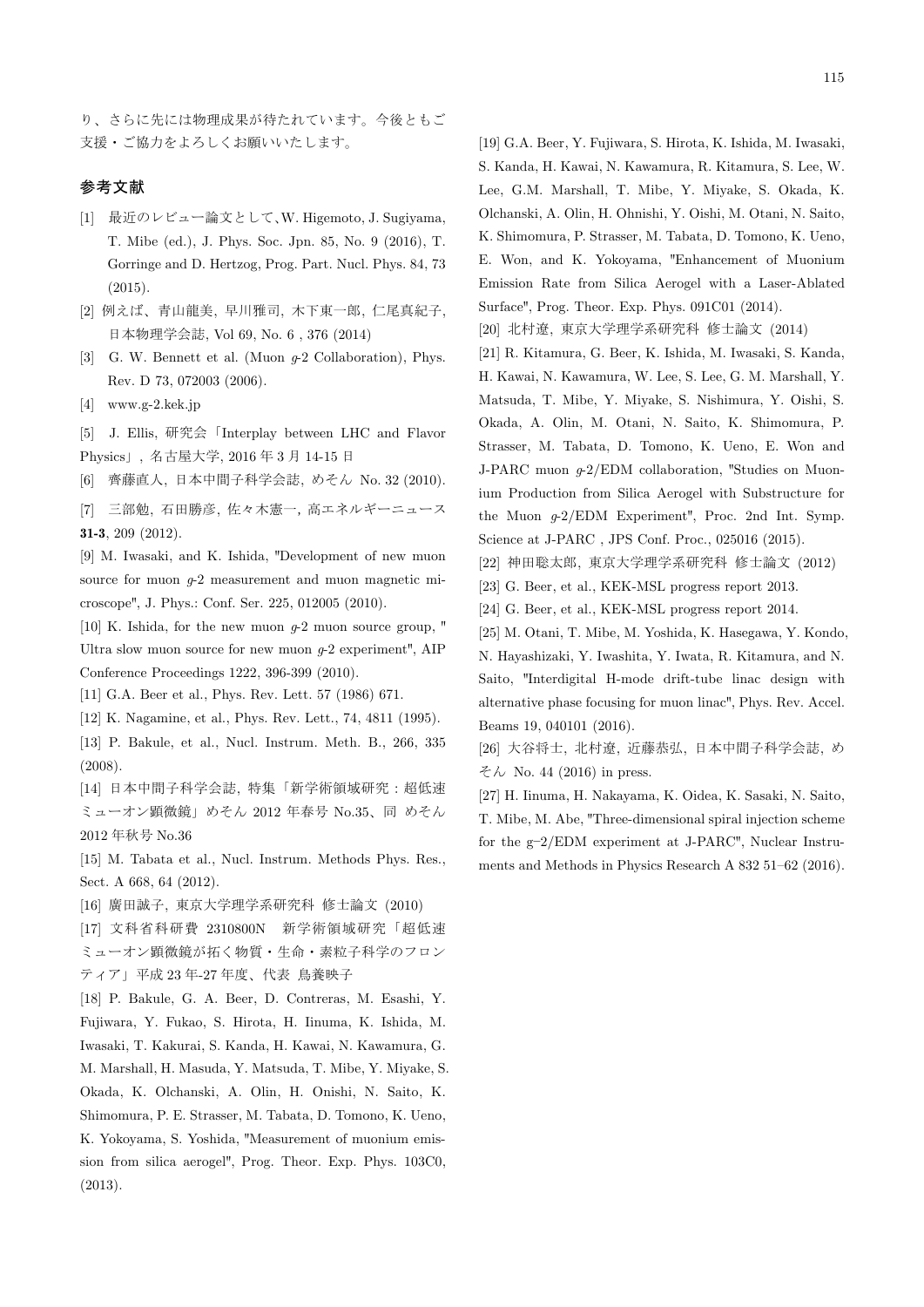り、さらに先には物理成果が待たれています。今後ともご支援・ご協力をよろしくお願いいたします。

## 参考文献

[1] 最近のレビュー論文として、W. Higemoto, J. Sugiyama, T. Mibe (ed.), J. Phys. Soc. Jpn. 85, No. 9 (2016), T. Gorringe and D. Hertzog, Prog. Part. Nucl. Phys. 84, 73 (2015).

[2] 例えば、青山龍美, 早川雅司, 木下東一郎, 仁尾真紀子, 日本物理学会誌, Vol 69, No. 6 , 376 (2014)

[3] G. W. Bennett et al. (Muon $g$-2 Collaboration), Phys. Rev. D 73, 072003 (2006).

[4] www.g-2.kek.jp

[5] J. Ellis, 研究会「Interplay between LHC and Flavor Physics」, 名古屋大学, 2016 年 3 月 14-15 日

[6] 齊藤直人, 日本中間子科学会誌, めそん No. 32 (2010).

[7] 三部勉, 石田勝彦, 佐々木憲一, 高エネルギーニュース **31-3**, 209 (2012).

[9] M. Iwasaki, and K. Ishida, "Development of new muon source for muon $g$-2 measurement and muon magnetic microscope", J. Phys.: Conf. Ser. 225, 012005 (2010).

[10] K. Ishida, for the new muon $g$-2 muon source group, " Ultra slow muon source for new muon $g$-2 experiment", AIP Conference Proceedings 1222, 396-399 (2010).

[11] G.A. Beer et al., Phys. Rev. Lett. 57 (1986) 671.

[12] K. Nagamine, et al., Phys. Rev. Lett., 74, 4811 (1995).

[13] P. Bakule, et al., Nucl. Instrum. Meth. B., 266, 335 (2008).

[14] 日本中間子科学会誌, 特集「新学術領域研究：超低速ミューオン顕微鏡」めそん 2012 年春号 No.35、同 めそん 2012 年秋号 No.36

[15] M. Tabata et al., Nucl. Instrum. Methods Phys. Res., Sect. A 668, 64 (2012).

[16] 廣田誠子, 東京大学理学系研究科 修士論文 (2010)

[17] 文科省科研費 2310800N 新学術領域研究「超低速ミューオン顕微鏡が拓く物質・生命・素粒子科学のフロンティア」平成 23 年-27 年度、代表 鳥養映子

[18] P. Bakule, G. A. Beer, D. Contreras, M. Esashi, Y. Fujiwara, Y. Fukao, S. Hirota, H. Iinuma, K. Ishida, M. Iwasaki, T. Kakurai, S. Kanda, H. Kawai, N. Kawamura, G. M. Marshall, H. Masuda, Y. Matsuda, T. Mibe, Y. Miyake, S. Okada, K. Olchanski, A. Olin, H. Onishi, N. Saito, K. Shimomura, P. E. Strasser, M. Tabata, D. Tomono, K. Ueno, K. Yokoyama, S. Yoshida, "Measurement of muonium emission from silica aerogel", Prog. Theor. Exp. Phys. 103C0, (2013).

[19] G.A. Beer, Y. Fujiwara, S. Hirota, K. Ishida, M. Iwasaki, S. Kanda, H. Kawai, N. Kawamura, R. Kitamura, S. Lee, W. Lee, G.M. Marshall, T. Mibe, Y. Miyake, S. Okada, K. Olchanski, A. Olin, H. Ohnishi, Y. Oishi, M. Otani, N. Saito, K. Shimomura, P. Strasser, M. Tabata, D. Tomono, K. Ueno, E. Won, and K. Yokoyama, "Enhancement of Muonium Emission Rate from Silica Aerogel with a Laser-Ablated Surface", Prog. Theor. Exp. Phys. 091C01 (2014).

[20] 北村遼, 東京大学理学系研究科 修士論文 (2014)

[21] R. Kitamura, G. Beer, K. Ishida, M. Iwasaki, S. Kanda, H. Kawai, N. Kawamura, W. Lee, S. Lee, G. M. Marshall, Y. Matsuda, T. Mibe, Y. Miyake, S. Nishimura, Y. Oishi, S. Okada, A. Olin, M. Otani, N. Saito, K. Shimomura, P. Strasser, M. Tabata, D. Tomono, K. Ueno, E. Won and J-PARC muon $g$-2/EDM collaboration, "Studies on Muonium Production from Silica Aerogel with Substructure for the Muon $g$-2/EDM Experiment", Proc. 2nd Int. Symp. Science at J-PARC , JPS Conf. Proc., 025016 (2015).

[22] 神田聡太郎, 東京大学理学系研究科 修士論文 (2012)

[23] G. Beer, et al., KEK-MSL progress report 2013.

[24] G. Beer, et al., KEK-MSL progress report 2014.

[25] M. Otani, T. Mibe, M. Yoshida, K. Hasegawa, Y. Kondo, N. Hayashizaki, Y. Iwashita, Y. Iwata, R. Kitamura, and N. Saito, "Interdigital H-mode drift-tube linac design with alternative phase focusing for muon linac", Phys. Rev. Accel. Beams 19, 040101 (2016).

[26] 大谷将士, 北村遼, 近藤恭弘, 日本中間子科学会誌, めそん No. 44 (2016) in press.

[27] H. Iinuma, H. Nakayama, K. Oidea, K. Sasaki, N. Saito, T. Mibe, M. Abe, "Three-dimensional spiral injection scheme for the g−2/EDM experiment at J-PARC", Nuclear Instruments and Methods in Physics Research A 832 51–62 (2016).